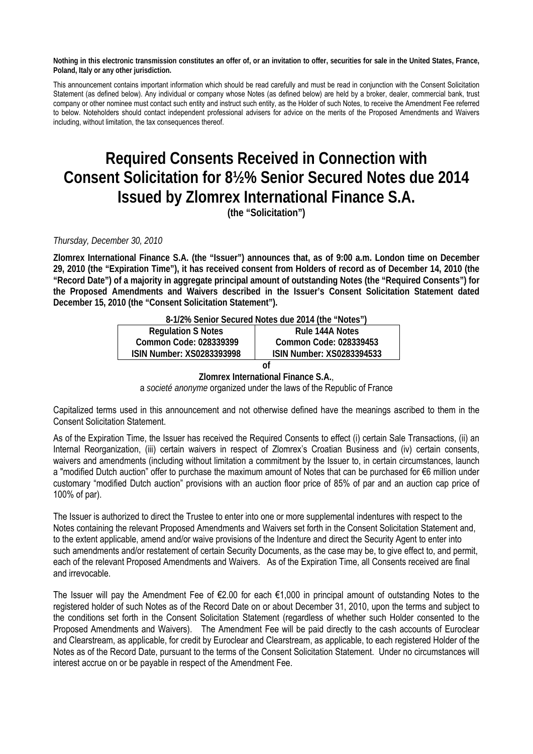**Nothing in this electronic transmission constitutes an offer of, or an invitation to offer, securities for sale in the United States, France, Poland, Italy or any other jurisdiction.**

This announcement contains important information which should be read carefully and must be read in conjunction with the Consent Solicitation Statement (as defined below). Any individual or company whose Notes (as defined below) are held by a broker, dealer, commercial bank, trust company or other nominee must contact such entity and instruct such entity, as the Holder of such Notes, to receive the Amendment Fee referred to below. Noteholders should contact independent professional advisers for advice on the merits of the Proposed Amendments and Waivers including, without limitation, the tax consequences thereof.

# Required Consents Received in Connection with Consent Solicitation for 8½% Senior Secured Notes due 2014 Issued by Zlomrex International Finance S.A.

**(the "Solicitation")**

*Thursday, December 30, 2010*

**Zlomrex International Finance S.A. (the "Issuer") announces that, as of 9:00 a.m. London time on December 29, 2010 (the "Expiration Time"), it has received consent from Holders of record as of December 14, 2010 (the "Record Date") of a majority in aggregate principal amount of outstanding Notes (the "Required Consents") for the Proposed Amendments and Waivers described in the Issuer's Consent Solicitation Statement dated December 15, 2010 (the "Consent Solicitation Statement").**

**8-1/2% Senior Secured Notes due 2014 (the "Notes")**

| Regulation S Notes | Rule 144A Notes |
|---|---|
| Common Code: 028339399 | Common Code: 028339453 |
| ISIN Number: XS0283393998 | ISIN Number: XS0283394533 |

**of**

**Zlomrex International Finance S.A.**,
a *societé anonyme* organized under the laws of the Republic of France

Capitalized terms used in this announcement and not otherwise defined have the meanings ascribed to them in the Consent Solicitation Statement.

As of the Expiration Time, the Issuer has received the Required Consents to effect (i) certain Sale Transactions, (ii) an Internal Reorganization, (iii) certain waivers in respect of Zlomrex's Croatian Business and (iv) certain consents, waivers and amendments (including without limitation a commitment by the Issuer to, in certain circumstances, launch a "modified Dutch auction" offer to purchase the maximum amount of Notes that can be purchased for €6 million under customary "modified Dutch auction" provisions with an auction floor price of 85% of par and an auction cap price of 100% of par).

The Issuer is authorized to direct the Trustee to enter into one or more supplemental indentures with respect to the Notes containing the relevant Proposed Amendments and Waivers set forth in the Consent Solicitation Statement and, to the extent applicable, amend and/or waive provisions of the Indenture and direct the Security Agent to enter into such amendments and/or restatement of certain Security Documents, as the case may be, to give effect to, and permit, each of the relevant Proposed Amendments and Waivers. As of the Expiration Time, all Consents received are final and irrevocable.

The Issuer will pay the Amendment Fee of €2.00 for each €1,000 in principal amount of outstanding Notes to the registered holder of such Notes as of the Record Date on or about December 31, 2010, upon the terms and subject to the conditions set forth in the Consent Solicitation Statement (regardless of whether such Holder consented to the Proposed Amendments and Waivers). The Amendment Fee will be paid directly to the cash accounts of Euroclear and Clearstream, as applicable, for credit by Euroclear and Clearstream, as applicable, to each registered Holder of the Notes as of the Record Date, pursuant to the terms of the Consent Solicitation Statement. Under no circumstances will interest accrue on or be payable in respect of the Amendment Fee.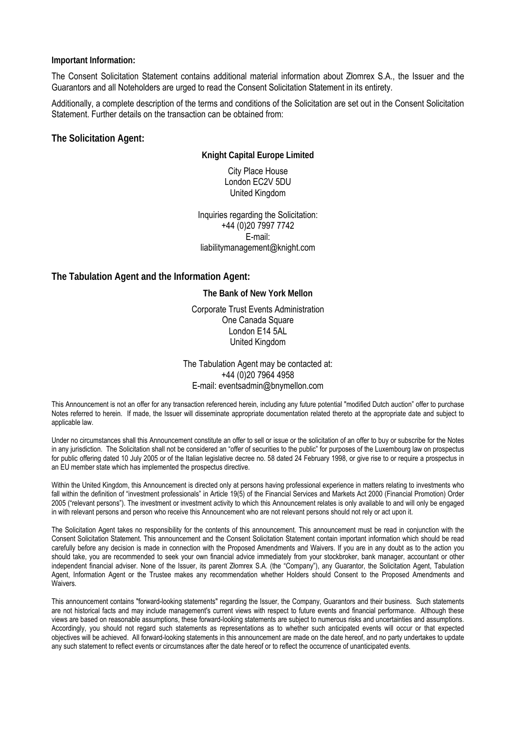**Important Information:**

The Consent Solicitation Statement contains additional material information about Złomrex S.A., the Issuer and the Guarantors and all Noteholders are urged to read the Consent Solicitation Statement in its entirety.

Additionally, a complete description of the terms and conditions of the Solicitation are set out in the Consent Solicitation Statement. Further details on the transaction can be obtained from:

## The Solicitation Agent:

**Knight Capital Europe Limited**

City Place House
London EC2V 5DU
United Kingdom

Inquiries regarding the Solicitation:
+44 (0)20 7997 7742
E-mail:
liabilitymanagement@knight.com

## The Tabulation Agent and the Information Agent:

**The Bank of New York Mellon**

Corporate Trust Events Administration
One Canada Square
London E14 5AL
United Kingdom

The Tabulation Agent may be contacted at:
+44 (0)20 7964 4958
E-mail: eventsadmin@bnymellon.com

This Announcement is not an offer for any transaction referenced herein, including any future potential "modified Dutch auction" offer to purchase Notes referred to herein. If made, the Issuer will disseminate appropriate documentation related thereto at the appropriate date and subject to applicable law.

Under no circumstances shall this Announcement constitute an offer to sell or issue or the solicitation of an offer to buy or subscribe for the Notes in any jurisdiction. The Solicitation shall not be considered an "offer of securities to the public" for purposes of the Luxembourg law on prospectus for public offering dated 10 July 2005 or of the Italian legislative decree no. 58 dated 24 February 1998, or give rise to or require a prospectus in an EU member state which has implemented the prospectus directive.

Within the United Kingdom, this Announcement is directed only at persons having professional experience in matters relating to investments who fall within the definition of "investment professionals" in Article 19(5) of the Financial Services and Markets Act 2000 (Financial Promotion) Order 2005 ("relevant persons"). The investment or investment activity to which this Announcement relates is only available to and will only be engaged in with relevant persons and person who receive this Announcement who are not relevant persons should not rely or act upon it.

The Solicitation Agent takes no responsibility for the contents of this announcement. This announcement must be read in conjunction with the Consent Solicitation Statement. This announcement and the Consent Solicitation Statement contain important information which should be read carefully before any decision is made in connection with the Proposed Amendments and Waivers. If you are in any doubt as to the action you should take, you are recommended to seek your own financial advice immediately from your stockbroker, bank manager, accountant or other independent financial adviser. None of the Issuer, its parent Złomrex S.A. (the "Company"), any Guarantor, the Solicitation Agent, Tabulation Agent, Information Agent or the Trustee makes any recommendation whether Holders should Consent to the Proposed Amendments and Waivers.

This announcement contains "forward-looking statements" regarding the Issuer, the Company, Guarantors and their business. Such statements are not historical facts and may include management's current views with respect to future events and financial performance. Although these views are based on reasonable assumptions, these forward-looking statements are subject to numerous risks and uncertainties and assumptions. Accordingly, you should not regard such statements as representations as to whether such anticipated events will occur or that expected objectives will be achieved. All forward-looking statements in this announcement are made on the date hereof, and no party undertakes to update any such statement to reflect events or circumstances after the date hereof or to reflect the occurrence of unanticipated events.